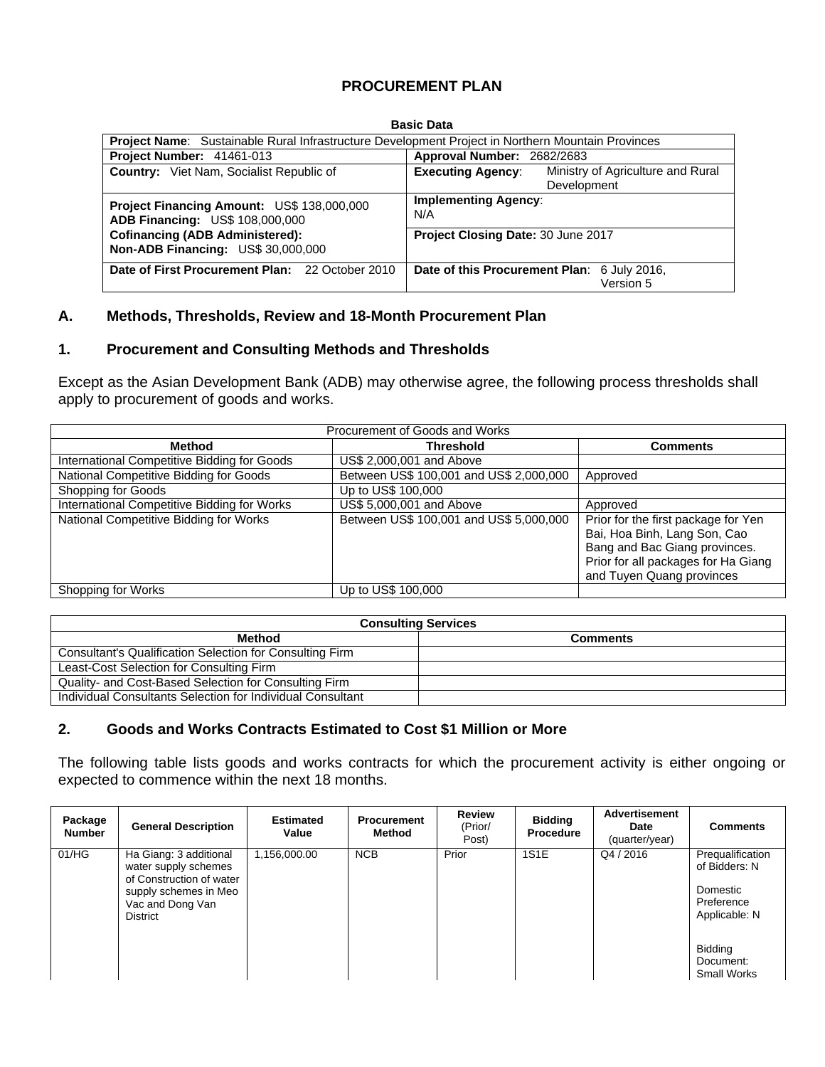# PROCUREMENT PLAN

**Basic Data**

| **Project Name**: Sustainable Rural Infrastructure Development Project in Northern Mountain Provinces | |
|---|---|
| **Project Number:** 41461-013 | **Approval Number:** 2682/2683 |
| **Country:** Viet Nam, Socialist Republic of | **Executing Agency**: Ministry of Agriculture and Rural Development |
| **Project Financing Amount:** US$ 138,000,000<br>**ADB Financing:** US$ 108,000,000 | **Implementing Agency**:<br>N/A |
| **Cofinancing (ADB Administered):**<br>**Non-ADB Financing:** US$ 30,000,000 | **Project Closing Date:** 30 June 2017 |
| **Date of First Procurement Plan:** 22 October 2010 | **Date of this Procurement Plan**: 6 July 2016, Version 5 |

## A. Methods, Thresholds, Review and 18-Month Procurement Plan

### 1. Procurement and Consulting Methods and Thresholds

Except as the Asian Development Bank (ADB) may otherwise agree, the following process thresholds shall apply to procurement of goods and works.

| Procurement of Goods and Works | | |
|---|---|---|
| **Method** | **Threshold** | **Comments** |
| International Competitive Bidding for Goods | US$ 2,000,001 and Above | |
| National Competitive Bidding for Goods | Between US$ 100,001 and US$ 2,000,000 | Approved |
| Shopping for Goods | Up to US$ 100,000 | |
| International Competitive Bidding for Works | US$ 5,000,001 and Above | Approved |
| National Competitive Bidding for Works | Between US$ 100,001 and US$ 5,000,000 | Prior for the first package for Yen Bai, Hoa Binh, Lang Son, Cao Bang and Bac Giang provinces. Prior for all packages for Ha Giang and Tuyen Quang provinces |
| Shopping for Works | Up to US$ 100,000 | |

| **Consulting Services** | |
|---|---|
| **Method** | **Comments** |
| Consultant's Qualification Selection for Consulting Firm | |
| Least-Cost Selection for Consulting Firm | |
| Quality- and Cost-Based Selection for Consulting Firm | |
| Individual Consultants Selection for Individual Consultant | |

### 2. Goods and Works Contracts Estimated to Cost $1 Million or More

The following table lists goods and works contracts for which the procurement activity is either ongoing or expected to commence within the next 18 months.

| Package Number | General Description | Estimated Value | Procurement Method | Review (Prior/ Post) | Bidding Procedure | Advertisement Date (quarter/year) | Comments |
|---|---|---|---|---|---|---|---|
| 01/HG | Ha Giang: 3 additional water supply schemes of Construction of water supply schemes in Meo Vac and Dong Van District | 1,156,000.00 | NCB | Prior | 1S1E | Q4 / 2016 | Prequalification of Bidders: N<br><br>Domestic Preference Applicable: N<br><br>Bidding Document: Small Works |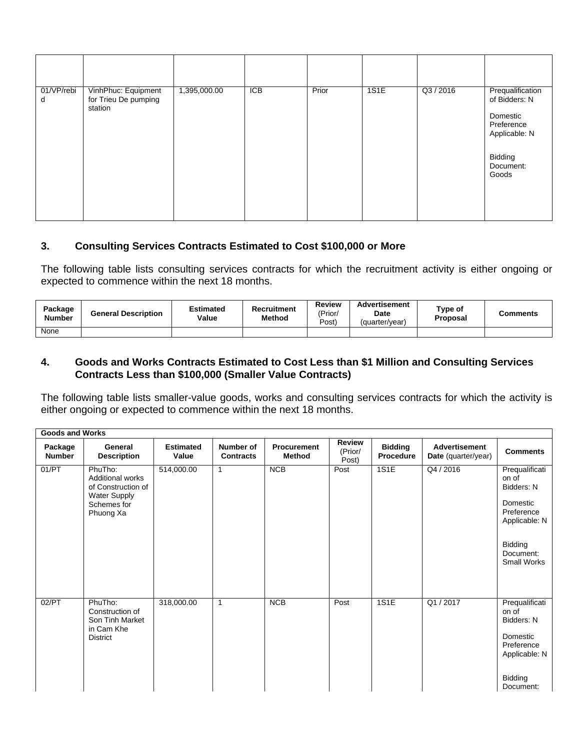| | | | | | | | |
|---|---|---|---|---|---|---|---|
| | | | | | | | |
| 01/VP/rebid | VinhPhuc: Equipment for Trieu De pumping station | 1,395,000.00 | ICB | Prior | 1S1E | Q3 / 2016 | Prequalification of Bidders: N<br><br>Domestic Preference Applicable: N<br><br>Bidding Document: Goods |

### 3. Consulting Services Contracts Estimated to Cost $100,000 or More

The following table lists consulting services contracts for which the recruitment activity is either ongoing or expected to commence within the next 18 months.

| Package Number | General Description | Estimated Value | Recruitment Method | Review (Prior/ Post) | Advertisement Date (quarter/year) | Type of Proposal | Comments |
|---|---|---|---|---|---|---|---|
| None | | | | | | | |

### 4. Goods and Works Contracts Estimated to Cost Less than $1 Million and Consulting Services Contracts Less than $100,000 (Smaller Value Contracts)

The following table lists smaller-value goods, works and consulting services contracts for which the activity is either ongoing or expected to commence within the next 18 months.

| **Goods and Works** | | | | | | | | |
|---|---|---|---|---|---|---|---|---|
| **Package Number** | **General Description** | **Estimated Value** | **Number of Contracts** | **Procurement Method** | **Review (Prior/ Post)** | **Bidding Procedure** | **Advertisement Date** (quarter/year) | **Comments** |
| 01/PT | PhuTho: Additional works of Construction of Water Supply Schemes for Phuong Xa | 514,000.00 | 1 | NCB | Post | 1S1E | Q4 / 2016 | Prequalification of Bidders: N<br><br>Domestic Preference Applicable: N<br><br>Bidding Document: Small Works |
| 02/PT | PhuTho: Construction of Son Tinh Market in Cam Khe District | 318,000.00 | 1 | NCB | Post | 1S1E | Q1 / 2017 | Prequalification of Bidders: N<br><br>Domestic Preference Applicable: N<br><br>Bidding Document: |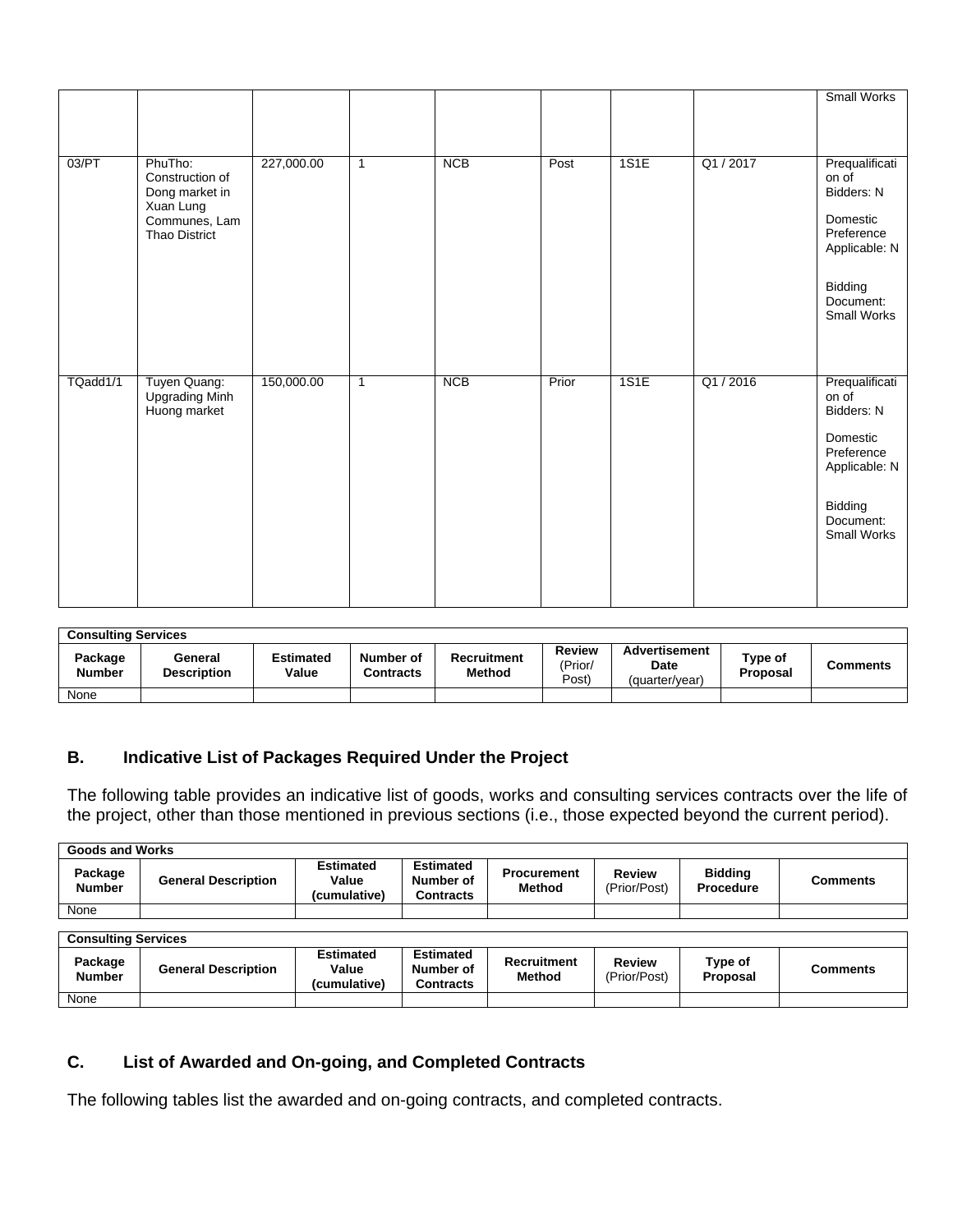| | | | | | | | | Small Works |
|---|---|---|---|---|---|---|---|---|
| 03/PT | PhuTho: Construction of Dong market in Xuan Lung Communes, Lam Thao District | 227,000.00 | 1 | NCB | Post | 1S1E | Q1 / 2017 | Prequalification of Bidders: N<br><br>Domestic Preference Applicable: N<br><br>Bidding Document: Small Works |
| TQadd1/1 | Tuyen Quang: Upgrading Minh Huong market | 150,000.00 | 1 | NCB | Prior | 1S1E | Q1 / 2016 | Prequalification of Bidders: N<br><br>Domestic Preference Applicable: N<br><br>Bidding Document: Small Works |

| **Consulting Services** | | | | | | | | |
|---|---|---|---|---|---|---|---|---|
| **Package Number** | **General Description** | **Estimated Value** | **Number of Contracts** | **Recruitment Method** | **Review** (Prior/ Post) | **Advertisement Date** (quarter/year) | **Type of Proposal** | **Comments** |
| None | | | | | | | | |

## B. Indicative List of Packages Required Under the Project

The following table provides an indicative list of goods, works and consulting services contracts over the life of the project, other than those mentioned in previous sections (i.e., those expected beyond the current period).

| **Goods and Works** | | | | | | | |
|---|---|---|---|---|---|---|---|
| **Package Number** | **General Description** | **Estimated Value (cumulative)** | **Estimated Number of Contracts** | **Procurement Method** | **Review** (Prior/Post) | **Bidding Procedure** | **Comments** |
| None | | | | | | | |

| **Consulting Services** | | | | | | | |
|---|---|---|---|---|---|---|---|
| **Package Number** | **General Description** | **Estimated Value (cumulative)** | **Estimated Number of Contracts** | **Recruitment Method** | **Review** (Prior/Post) | **Type of Proposal** | **Comments** |
| None | | | | | | | |

## C. List of Awarded and On-going, and Completed Contracts

The following tables list the awarded and on-going contracts, and completed contracts.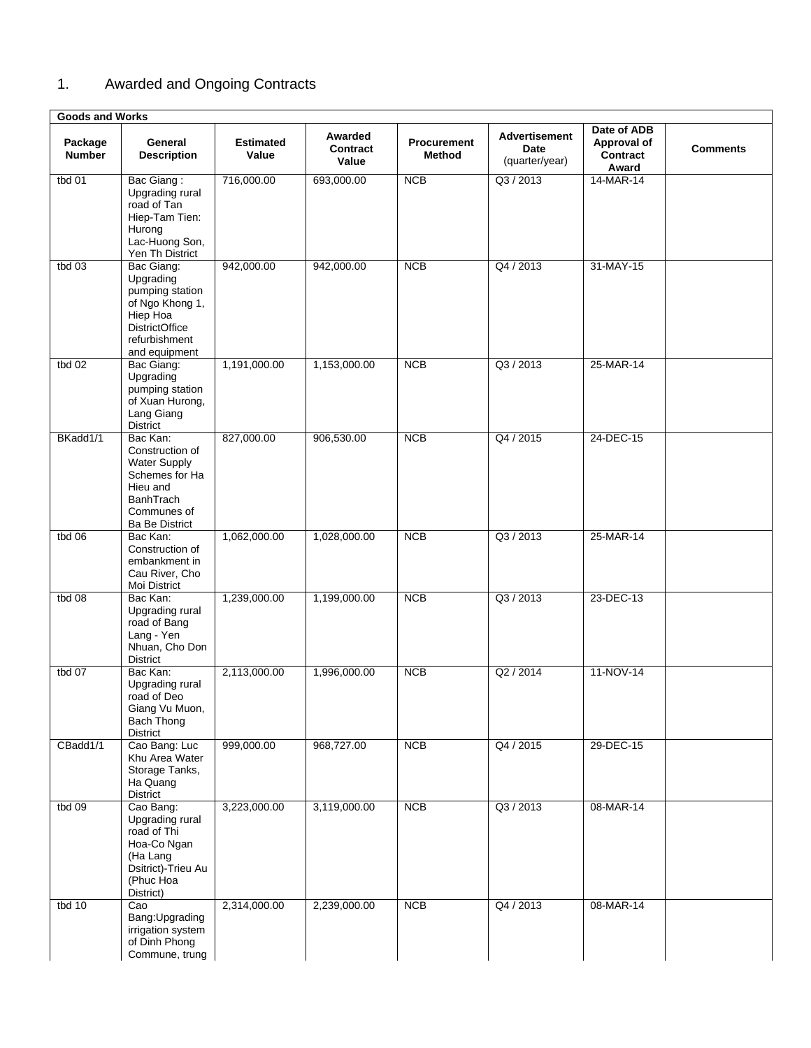1. Awarded and Ongoing Contracts

| Goods and Works | | | | | | | |
| --- | --- | --- | --- | --- | --- | --- | --- |
| **Package Number** | **General Description** | **Estimated Value** | **Awarded Contract Value** | **Procurement Method** | **Advertisement Date** (quarter/year) | **Date of ADB Approval of Contract Award** | **Comments** |
| tbd 01 | Bac Giang : Upgrading rural road of Tan Hiep-Tam Tien: Hurong Lac-Huong Son, Yen Th District | 716,000.00 | 693,000.00 | NCB | Q3 / 2013 | 14-MAR-14 | |
| tbd 03 | Bac Giang: Upgrading pumping station of Ngo Khong 1, Hiep Hoa DistrictOffice refurbishment and equipment | 942,000.00 | 942,000.00 | NCB | Q4 / 2013 | 31-MAY-15 | |
| tbd 02 | Bac Giang: Upgrading pumping station of Xuan Hurong, Lang Giang District | 1,191,000.00 | 1,153,000.00 | NCB | Q3 / 2013 | 25-MAR-14 | |
| BKadd1/1 | Bac Kan: Construction of Water Supply Schemes for Ha Hieu and BanhTrach Communes of Ba Be District | 827,000.00 | 906,530.00 | NCB | Q4 / 2015 | 24-DEC-15 | |
| tbd 06 | Bac Kan: Construction of embankment in Cau River, Cho Moi District | 1,062,000.00 | 1,028,000.00 | NCB | Q3 / 2013 | 25-MAR-14 | |
| tbd 08 | Bac Kan: Upgrading rural road of Bang Lang - Yen Nhuan, Cho Don District | 1,239,000.00 | 1,199,000.00 | NCB | Q3 / 2013 | 23-DEC-13 | |
| tbd 07 | Bac Kan: Upgrading rural road of Deo Giang Vu Muon, Bach Thong District | 2,113,000.00 | 1,996,000.00 | NCB | Q2 / 2014 | 11-NOV-14 | |
| CBadd1/1 | Cao Bang: Luc Khu Area Water Storage Tanks, Ha Quang District | 999,000.00 | 968,727.00 | NCB | Q4 / 2015 | 29-DEC-15 | |
| tbd 09 | Cao Bang: Upgrading rural road of Thi Hoa-Co Ngan (Ha Lang Dsitrict)-Trieu Au (Phuc Hoa District) | 3,223,000.00 | 3,119,000.00 | NCB | Q3 / 2013 | 08-MAR-14 | |
| tbd 10 | Cao Bang:Upgrading irrigation system of Dinh Phong Commune, trung | 2,314,000.00 | 2,239,000.00 | NCB | Q4 / 2013 | 08-MAR-14 | |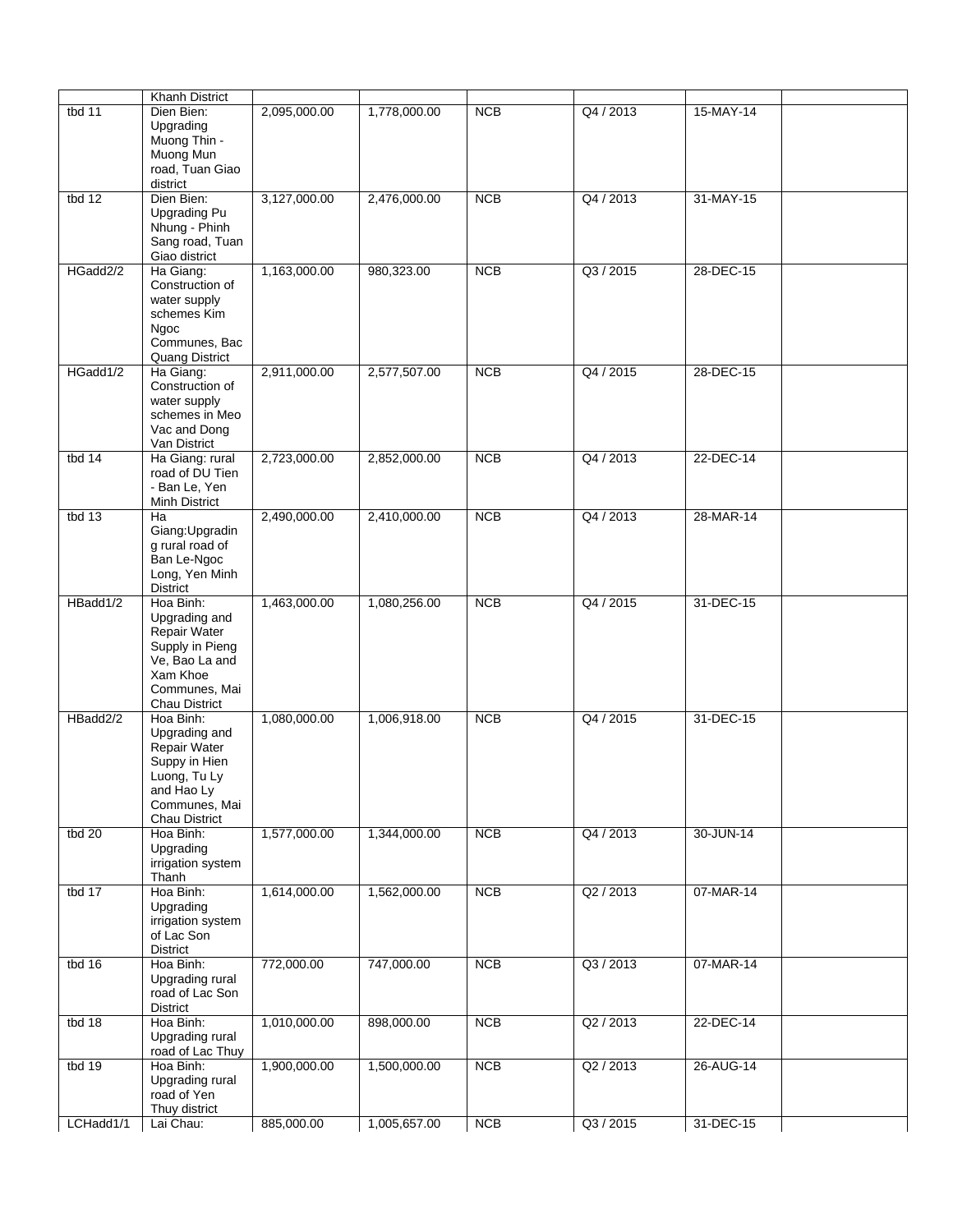| | | | | | | | |
|---|---|---|---|---|---|---|---|
| | Khanh District | | | | | | |
| tbd 11 | Dien Bien: Upgrading Muong Thin - Muong Mun road, Tuan Giao district | 2,095,000.00 | 1,778,000.00 | NCB | Q4 / 2013 | 15-MAY-14 | |
| tbd 12 | Dien Bien: Upgrading Pu Nhung - Phinh Sang road, Tuan Giao district | 3,127,000.00 | 2,476,000.00 | NCB | Q4 / 2013 | 31-MAY-15 | |
| HGadd2/2 | Ha Giang: Construction of water supply schemes Kim Ngoc Communes, Bac Quang District | 1,163,000.00 | 980,323.00 | NCB | Q3 / 2015 | 28-DEC-15 | |
| HGadd1/2 | Ha Giang: Construction of water supply schemes in Meo Vac and Dong Van District | 2,911,000.00 | 2,577,507.00 | NCB | Q4 / 2015 | 28-DEC-15 | |
| tbd 14 | Ha Giang: rural road of DU Tien - Ban Le, Yen Minh District | 2,723,000.00 | 2,852,000.00 | NCB | Q4 / 2013 | 22-DEC-14 | |
| tbd 13 | Ha Giang:Upgrading rural road of Ban Le-Ngoc Long, Yen Minh District | 2,490,000.00 | 2,410,000.00 | NCB | Q4 / 2013 | 28-MAR-14 | |
| HBadd1/2 | Hoa Binh: Upgrading and Repair Water Supply in Pieng Ve, Bao La and Xam Khoe Communes, Mai Chau District | 1,463,000.00 | 1,080,256.00 | NCB | Q4 / 2015 | 31-DEC-15 | |
| HBadd2/2 | Hoa Binh: Upgrading and Repair Water Suppy in Hien Luong, Tu Ly and Hao Ly Communes, Mai Chau District | 1,080,000.00 | 1,006,918.00 | NCB | Q4 / 2015 | 31-DEC-15 | |
| tbd 20 | Hoa Binh: Upgrading irrigation system Thanh | 1,577,000.00 | 1,344,000.00 | NCB | Q4 / 2013 | 30-JUN-14 | |
| tbd 17 | Hoa Binh: Upgrading irrigation system of Lac Son District | 1,614,000.00 | 1,562,000.00 | NCB | Q2 / 2013 | 07-MAR-14 | |
| tbd 16 | Hoa Binh: Upgrading rural road of Lac Son District | 772,000.00 | 747,000.00 | NCB | Q3 / 2013 | 07-MAR-14 | |
| tbd 18 | Hoa Binh: Upgrading rural road of Lac Thuy | 1,010,000.00 | 898,000.00 | NCB | Q2 / 2013 | 22-DEC-14 | |
| tbd 19 | Hoa Binh: Upgrading rural road of Yen Thuy district | 1,900,000.00 | 1,500,000.00 | NCB | Q2 / 2013 | 26-AUG-14 | |
| LCHadd1/1 | Lai Chau: | 885,000.00 | 1,005,657.00 | NCB | Q3 / 2015 | 31-DEC-15 | |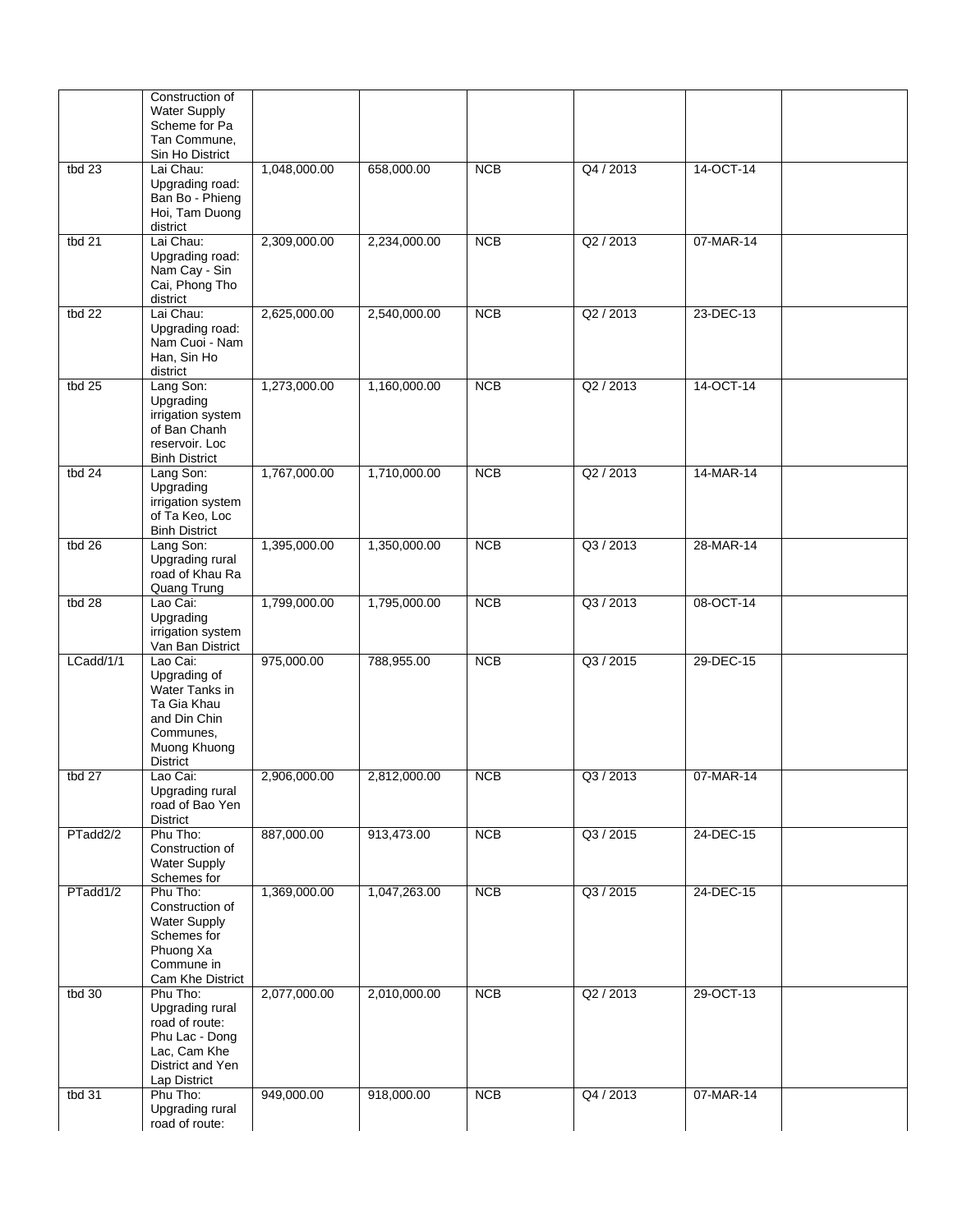| | | | | | | | |
|---|---|---|---|---|---|---|---|
| | Construction of Water Supply Scheme for Pa Tan Commune, Sin Ho District | | | | | | |
| tbd 23 | Lai Chau: Upgrading road: Ban Bo - Phieng Hoi, Tam Duong district | 1,048,000.00 | 658,000.00 | NCB | Q4 / 2013 | 14-OCT-14 | |
| tbd 21 | Lai Chau: Upgrading road: Nam Cay - Sin Cai, Phong Tho district | 2,309,000.00 | 2,234,000.00 | NCB | Q2 / 2013 | 07-MAR-14 | |
| tbd 22 | Lai Chau: Upgrading road: Nam Cuoi - Nam Han, Sin Ho district | 2,625,000.00 | 2,540,000.00 | NCB | Q2 / 2013 | 23-DEC-13 | |
| tbd 25 | Lang Son: Upgrading irrigation system of Ban Chanh reservoir. Loc Binh District | 1,273,000.00 | 1,160,000.00 | NCB | Q2 / 2013 | 14-OCT-14 | |
| tbd 24 | Lang Son: Upgrading irrigation system of Ta Keo, Loc Binh District | 1,767,000.00 | 1,710,000.00 | NCB | Q2 / 2013 | 14-MAR-14 | |
| tbd 26 | Lang Son: Upgrading rural road of Khau Ra Quang Trung | 1,395,000.00 | 1,350,000.00 | NCB | Q3 / 2013 | 28-MAR-14 | |
| tbd 28 | Lao Cai: Upgrading irrigation system Van Ban District | 1,799,000.00 | 1,795,000.00 | NCB | Q3 / 2013 | 08-OCT-14 | |
| LCadd/1/1 | Lao Cai: Upgrading of Water Tanks in Ta Gia Khau and Din Chin Communes, Muong Khuong District | 975,000.00 | 788,955.00 | NCB | Q3 / 2015 | 29-DEC-15 | |
| tbd 27 | Lao Cai: Upgrading rural road of Bao Yen District | 2,906,000.00 | 2,812,000.00 | NCB | Q3 / 2013 | 07-MAR-14 | |
| PTadd2/2 | Phu Tho: Construction of Water Supply Schemes for | 887,000.00 | 913,473.00 | NCB | Q3 / 2015 | 24-DEC-15 | |
| PTadd1/2 | Phu Tho: Construction of Water Supply Schemes for Phuong Xa Commune in Cam Khe District | 1,369,000.00 | 1,047,263.00 | NCB | Q3 / 2015 | 24-DEC-15 | |
| tbd 30 | Phu Tho: Upgrading rural road of route: Phu Lac - Dong Lac, Cam Khe District and Yen Lap District | 2,077,000.00 | 2,010,000.00 | NCB | Q2 / 2013 | 29-OCT-13 | |
| tbd 31 | Phu Tho: Upgrading rural road of route: | 949,000.00 | 918,000.00 | NCB | Q4 / 2013 | 07-MAR-14 | |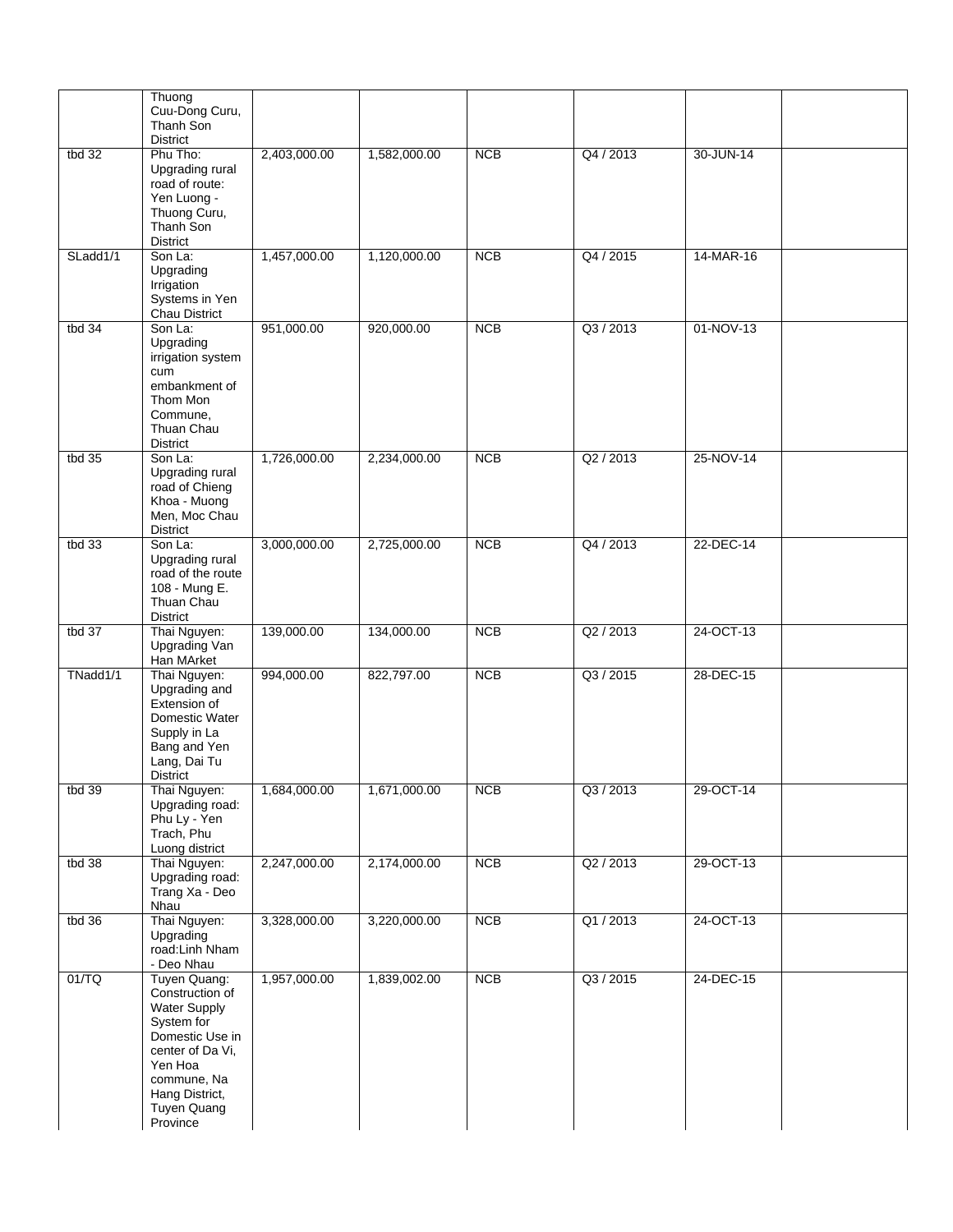| | | | | | | | |
|---|---|---|---|---|---|---|---|
| | Thuong Cuu-Dong Curu, Thanh Son District | | | | | | |
| tbd 32 | Phu Tho: Upgrading rural road of route: Yen Luong - Thuong Curu, Thanh Son District | 2,403,000.00 | 1,582,000.00 | NCB | Q4 / 2013 | 30-JUN-14 | |
| SLadd1/1 | Son La: Upgrading Irrigation Systems in Yen Chau District | 1,457,000.00 | 1,120,000.00 | NCB | Q4 / 2015 | 14-MAR-16 | |
| tbd 34 | Son La: Upgrading irrigation system cum embankment of Thom Mon Commune, Thuan Chau District | 951,000.00 | 920,000.00 | NCB | Q3 / 2013 | 01-NOV-13 | |
| tbd 35 | Son La: Upgrading rural road of Chieng Khoa - Muong Men, Moc Chau District | 1,726,000.00 | 2,234,000.00 | NCB | Q2 / 2013 | 25-NOV-14 | |
| tbd 33 | Son La: Upgrading rural road of the route 108 - Mung E. Thuan Chau District | 3,000,000.00 | 2,725,000.00 | NCB | Q4 / 2013 | 22-DEC-14 | |
| tbd 37 | Thai Nguyen: Upgrading Van Han MArket | 139,000.00 | 134,000.00 | NCB | Q2 / 2013 | 24-OCT-13 | |
| TNadd1/1 | Thai Nguyen: Upgrading and Extension of Domestic Water Supply in La Bang and Yen Lang, Dai Tu District | 994,000.00 | 822,797.00 | NCB | Q3 / 2015 | 28-DEC-15 | |
| tbd 39 | Thai Nguyen: Upgrading road: Phu Ly - Yen Trach, Phu Luong district | 1,684,000.00 | 1,671,000.00 | NCB | Q3 / 2013 | 29-OCT-14 | |
| tbd 38 | Thai Nguyen: Upgrading road: Trang Xa - Deo Nhau | 2,247,000.00 | 2,174,000.00 | NCB | Q2 / 2013 | 29-OCT-13 | |
| tbd 36 | Thai Nguyen: Upgrading road:Linh Nham - Deo Nhau | 3,328,000.00 | 3,220,000.00 | NCB | Q1 / 2013 | 24-OCT-13 | |
| 01/TQ | Tuyen Quang: Construction of Water Supply System for Domestic Use in center of Da Vi, Yen Hoa commune, Na Hang District, Tuyen Quang Province | 1,957,000.00 | 1,839,002.00 | NCB | Q3 / 2015 | 24-DEC-15 | |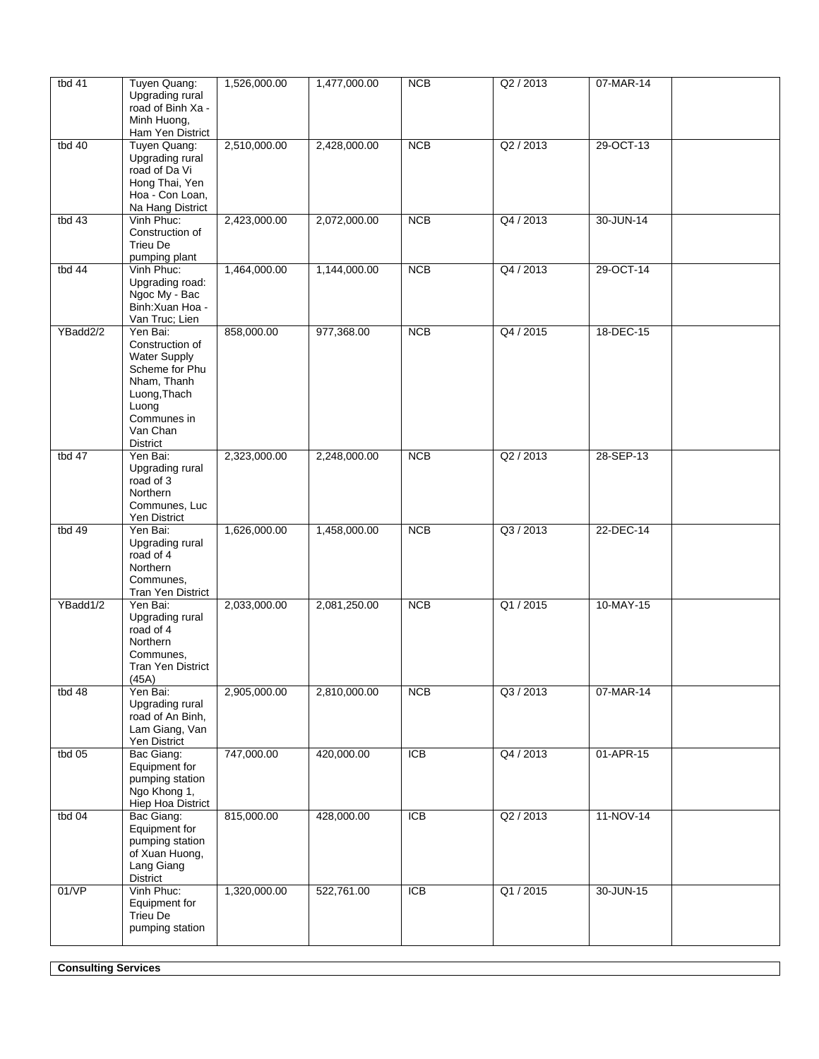| | | | | | | | |
|---|---|---|---|---|---|---|---|
| tbd 41 | Tuyen Quang: Upgrading rural road of Binh Xa - Minh Huong, Ham Yen District | 1,526,000.00 | 1,477,000.00 | NCB | Q2 / 2013 | 07-MAR-14 | |
| tbd 40 | Tuyen Quang: Upgrading rural road of Da Vi Hong Thai, Yen Hoa - Con Loan, Na Hang District | 2,510,000.00 | 2,428,000.00 | NCB | Q2 / 2013 | 29-OCT-13 | |
| tbd 43 | Vinh Phuc: Construction of Trieu De pumping plant | 2,423,000.00 | 2,072,000.00 | NCB | Q4 / 2013 | 30-JUN-14 | |
| tbd 44 | Vinh Phuc: Upgrading road: Ngoc My - Bac Binh:Xuan Hoa - Van Truc; Lien | 1,464,000.00 | 1,144,000.00 | NCB | Q4 / 2013 | 29-OCT-14 | |
| YBadd2/2 | Yen Bai: Construction of Water Supply Scheme for Phu Nham, Thanh Luong,Thach Luong Communes in Van Chan District | 858,000.00 | 977,368.00 | NCB | Q4 / 2015 | 18-DEC-15 | |
| tbd 47 | Yen Bai: Upgrading rural road of 3 Northern Communes, Luc Yen District | 2,323,000.00 | 2,248,000.00 | NCB | Q2 / 2013 | 28-SEP-13 | |
| tbd 49 | Yen Bai: Upgrading rural road of 4 Northern Communes, Tran Yen District | 1,626,000.00 | 1,458,000.00 | NCB | Q3 / 2013 | 22-DEC-14 | |
| YBadd1/2 | Yen Bai: Upgrading rural road of 4 Northern Communes, Tran Yen District (45A) | 2,033,000.00 | 2,081,250.00 | NCB | Q1 / 2015 | 10-MAY-15 | |
| tbd 48 | Yen Bai: Upgrading rural road of An Binh, Lam Giang, Van Yen District | 2,905,000.00 | 2,810,000.00 | NCB | Q3 / 2013 | 07-MAR-14 | |
| tbd 05 | Bac Giang: Equipment for pumping station Ngo Khong 1, Hiep Hoa District | 747,000.00 | 420,000.00 | ICB | Q4 / 2013 | 01-APR-15 | |
| tbd 04 | Bac Giang: Equipment for pumping station of Xuan Huong, Lang Giang District | 815,000.00 | 428,000.00 | ICB | Q2 / 2013 | 11-NOV-14 | |
| 01/VP | Vinh Phuc: Equipment for Trieu De pumping station | 1,320,000.00 | 522,761.00 | ICB | Q1 / 2015 | 30-JUN-15 | |

**Consulting Services**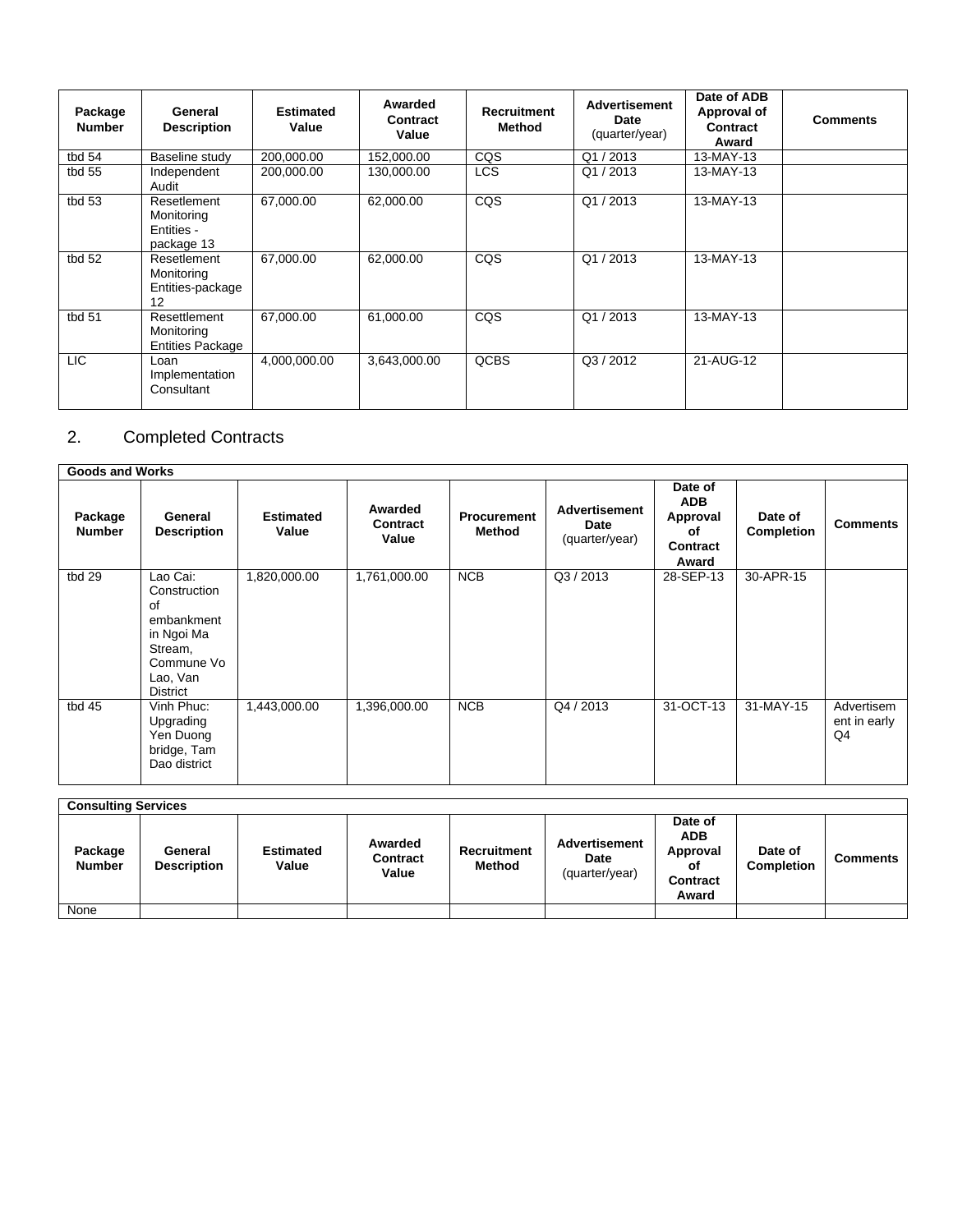| Package Number | General Description | Estimated Value | Awarded Contract Value | Recruitment Method | Advertisement Date (quarter/year) | Date of ADB Approval of Contract Award | Comments |
|---|---|---|---|---|---|---|---|
| tbd 54 | Baseline study | 200,000.00 | 152,000.00 | CQS | Q1 / 2013 | 13-MAY-13 | |
| tbd 55 | Independent Audit | 200,000.00 | 130,000.00 | LCS | Q1 / 2013 | 13-MAY-13 | |
| tbd 53 | Resetlement Monitoring Entities - package 13 | 67,000.00 | 62,000.00 | CQS | Q1 / 2013 | 13-MAY-13 | |
| tbd 52 | Resetlement Monitoring Entities-package 12 | 67,000.00 | 62,000.00 | CQS | Q1 / 2013 | 13-MAY-13 | |
| tbd 51 | Resettlement Monitoring Entities Package | 67,000.00 | 61,000.00 | CQS | Q1 / 2013 | 13-MAY-13 | |
| LIC | Loan Implementation Consultant | 4,000,000.00 | 3,643,000.00 | QCBS | Q3 / 2012 | 21-AUG-12 | |

## 2. Completed Contracts

| Goods and Works | | | | | | | | |
|---|---|---|---|---|---|---|---|---|
| **Package Number** | **General Description** | **Estimated Value** | **Awarded Contract Value** | **Procurement Method** | **Advertisement Date (quarter/year)** | **Date of ADB Approval of Contract Award** | **Date of Completion** | **Comments** |
| tbd 29 | Lao Cai: Construction of embankment in Ngoi Ma Stream, Commune Vo Lao, Van District | 1,820,000.00 | 1,761,000.00 | NCB | Q3 / 2013 | 28-SEP-13 | 30-APR-15 | |
| tbd 45 | Vinh Phuc: Upgrading Yen Duong bridge, Tam Dao district | 1,443,000.00 | 1,396,000.00 | NCB | Q4 / 2013 | 31-OCT-13 | 31-MAY-15 | Advertisement in early Q4 |

| Consulting Services | | | | | | | | |
|---|---|---|---|---|---|---|---|---|
| **Package Number** | **General Description** | **Estimated Value** | **Awarded Contract Value** | **Recruitment Method** | **Advertisement Date (quarter/year)** | **Date of ADB Approval of Contract Award** | **Date of Completion** | **Comments** |
| None | | | | | | | | |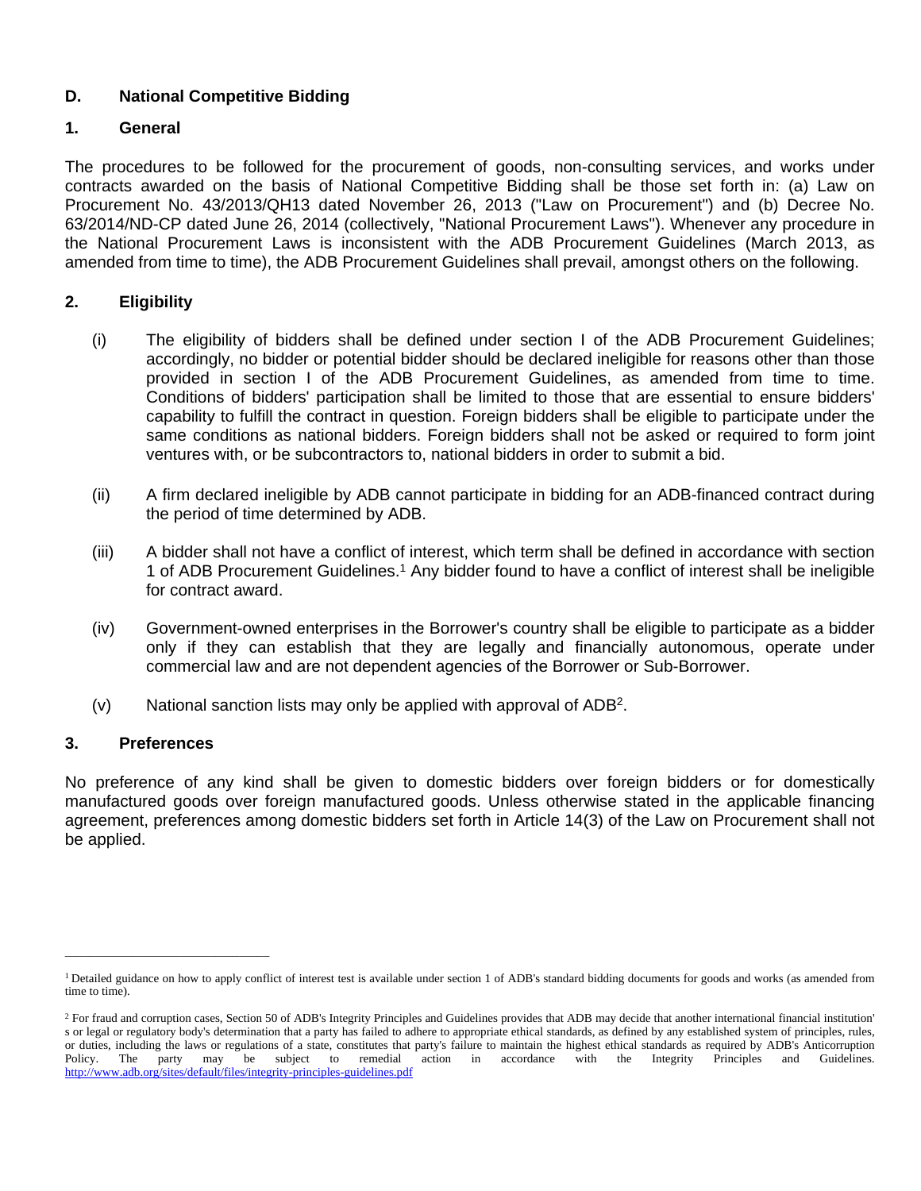## D. National Competitive Bidding

### 1. General

The procedures to be followed for the procurement of goods, non-consulting services, and works under contracts awarded on the basis of National Competitive Bidding shall be those set forth in: (a) Law on Procurement No. 43/2013/QH13 dated November 26, 2013 ("Law on Procurement") and (b) Decree No. 63/2014/ND-CP dated June 26, 2014 (collectively, "National Procurement Laws"). Whenever any procedure in the National Procurement Laws is inconsistent with the ADB Procurement Guidelines (March 2013, as amended from time to time), the ADB Procurement Guidelines shall prevail, amongst others on the following.

### 2. Eligibility

(i) The eligibility of bidders shall be defined under section I of the ADB Procurement Guidelines; accordingly, no bidder or potential bidder should be declared ineligible for reasons other than those provided in section I of the ADB Procurement Guidelines, as amended from time to time. Conditions of bidders' participation shall be limited to those that are essential to ensure bidders' capability to fulfill the contract in question. Foreign bidders shall be eligible to participate under the same conditions as national bidders. Foreign bidders shall not be asked or required to form joint ventures with, or be subcontractors to, national bidders in order to submit a bid.

(ii) A firm declared ineligible by ADB cannot participate in bidding for an ADB-financed contract during the period of time determined by ADB.

(iii) A bidder shall not have a conflict of interest, which term shall be defined in accordance with section 1 of ADB Procurement Guidelines.[1] Any bidder found to have a conflict of interest shall be ineligible for contract award.

(iv) Government-owned enterprises in the Borrower's country shall be eligible to participate as a bidder only if they can establish that they are legally and financially autonomous, operate under commercial law and are not dependent agencies of the Borrower or Sub-Borrower.

(v) National sanction lists may only be applied with approval of ADB[2].

### 3. Preferences

No preference of any kind shall be given to domestic bidders over foreign bidders or for domestically manufactured goods over foreign manufactured goods. Unless otherwise stated in the applicable financing agreement, preferences among domestic bidders set forth in Article 14(3) of the Law on Procurement shall not be applied.

---

[1] Detailed guidance on how to apply conflict of interest test is available under section 1 of ADB's standard bidding documents for goods and works (as amended from time to time).

[2] For fraud and corruption cases, Section 50 of ADB's Integrity Principles and Guidelines provides that ADB may decide that another international financial institution's or legal or regulatory body's determination that a party has failed to adhere to appropriate ethical standards, as defined by any established system of principles, rules, or duties, including the laws or regulations of a state, constitutes that party's failure to maintain the highest ethical standards as required by ADB's Anticorruption Policy. The party may be subject to remedial action in accordance with the Integrity Principles and Guidelines. http://www.adb.org/sites/default/files/integrity-principles-guidelines.pdf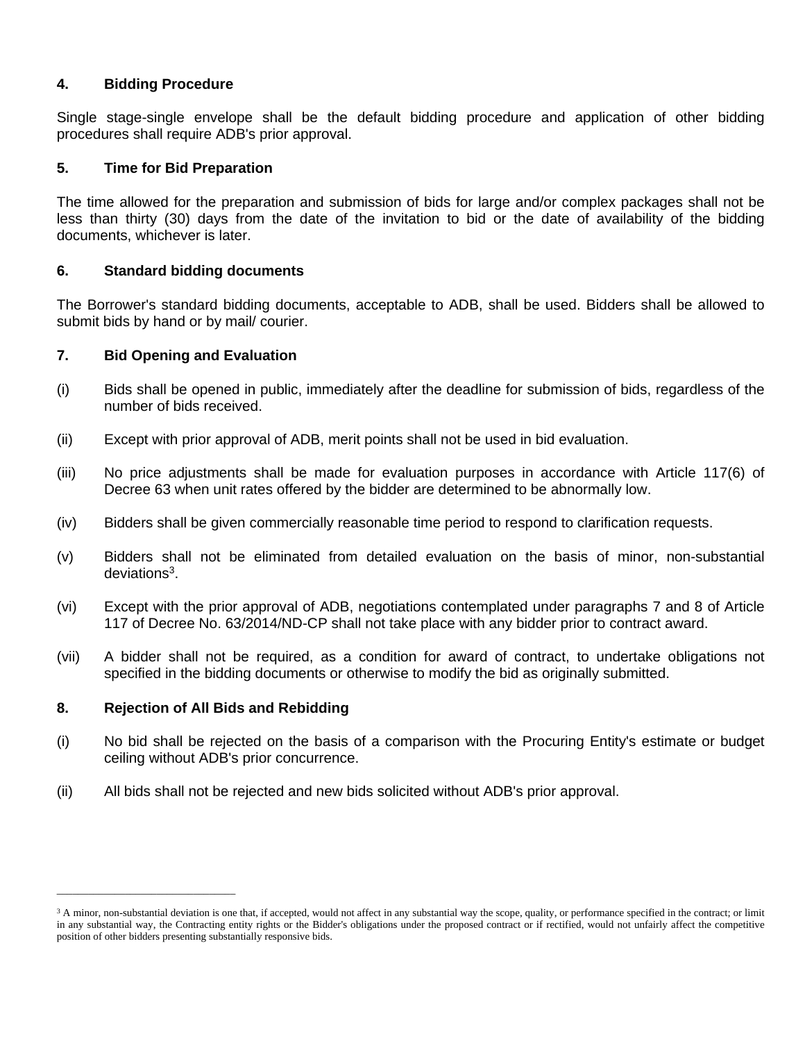### 4. Bidding Procedure

Single stage-single envelope shall be the default bidding procedure and application of other bidding procedures shall require ADB's prior approval.

### 5. Time for Bid Preparation

The time allowed for the preparation and submission of bids for large and/or complex packages shall not be less than thirty (30) days from the date of the invitation to bid or the date of availability of the bidding documents, whichever is later.

### 6. Standard bidding documents

The Borrower's standard bidding documents, acceptable to ADB, shall be used. Bidders shall be allowed to submit bids by hand or by mail/ courier.

### 7. Bid Opening and Evaluation

(i) Bids shall be opened in public, immediately after the deadline for submission of bids, regardless of the number of bids received.

(ii) Except with prior approval of ADB, merit points shall not be used in bid evaluation.

(iii) No price adjustments shall be made for evaluation purposes in accordance with Article 117(6) of Decree 63 when unit rates offered by the bidder are determined to be abnormally low.

(iv) Bidders shall be given commercially reasonable time period to respond to clarification requests.

(v) Bidders shall not be eliminated from detailed evaluation on the basis of minor, non-substantial deviations[3].

(vi) Except with the prior approval of ADB, negotiations contemplated under paragraphs 7 and 8 of Article 117 of Decree No. 63/2014/ND-CP shall not take place with any bidder prior to contract award.

(vii) A bidder shall not be required, as a condition for award of contract, to undertake obligations not specified in the bidding documents or otherwise to modify the bid as originally submitted.

### 8. Rejection of All Bids and Rebidding

(i) No bid shall be rejected on the basis of a comparison with the Procuring Entity's estimate or budget ceiling without ADB's prior concurrence.

(ii) All bids shall not be rejected and new bids solicited without ADB's prior approval.

---

[3] A minor, non-substantial deviation is one that, if accepted, would not affect in any substantial way the scope, quality, or performance specified in the contract; or limit in any substantial way, the Contracting entity rights or the Bidder's obligations under the proposed contract or if rectified, would not unfairly affect the competitive position of other bidders presenting substantially responsive bids.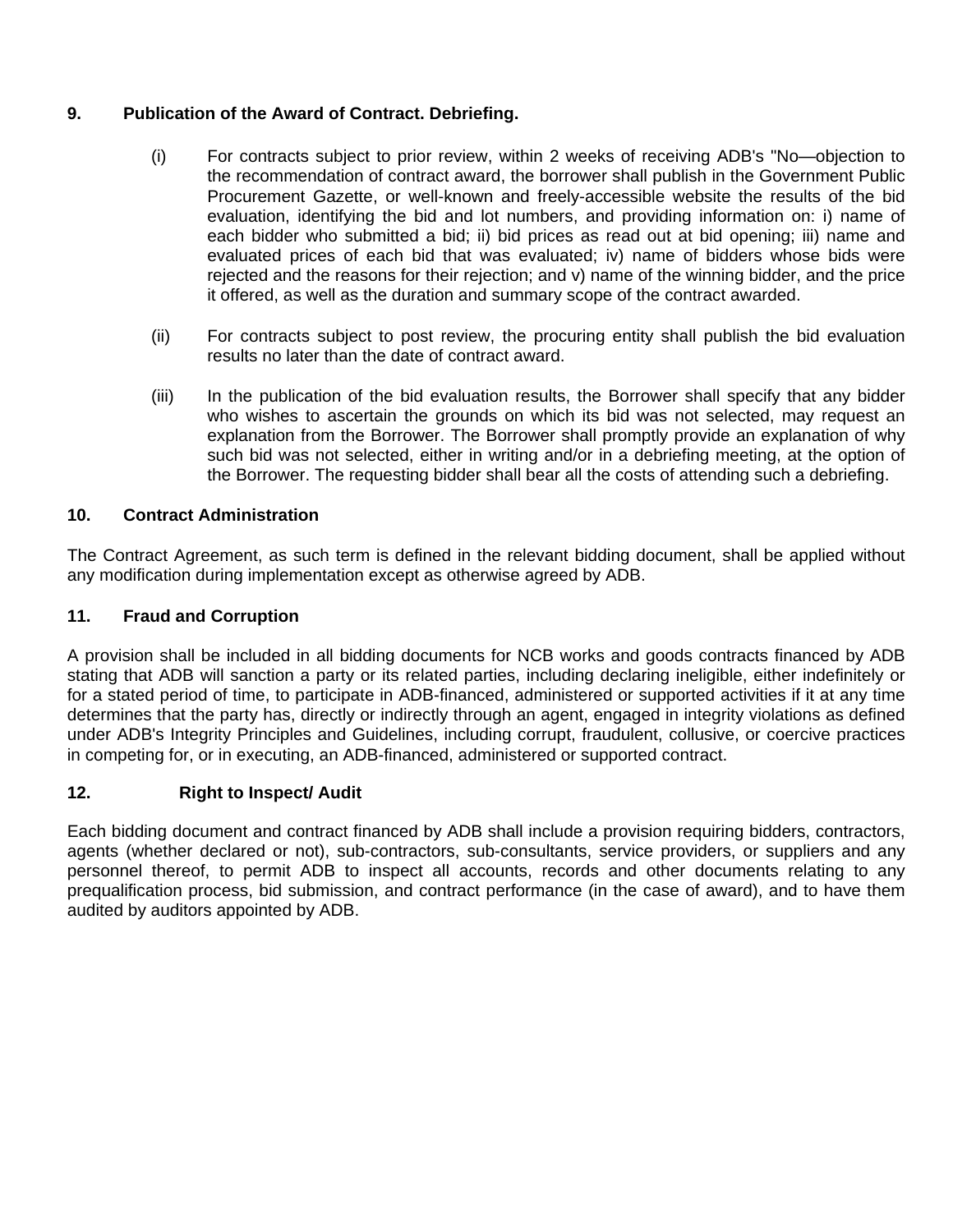**9. Publication of the Award of Contract. Debriefing.**

(i) For contracts subject to prior review, within 2 weeks of receiving ADB's "No—objection to the recommendation of contract award, the borrower shall publish in the Government Public Procurement Gazette, or well-known and freely-accessible website the results of the bid evaluation, identifying the bid and lot numbers, and providing information on: i) name of each bidder who submitted a bid; ii) bid prices as read out at bid opening; iii) name and evaluated prices of each bid that was evaluated; iv) name of bidders whose bids were rejected and the reasons for their rejection; and v) name of the winning bidder, and the price it offered, as well as the duration and summary scope of the contract awarded.

(ii) For contracts subject to post review, the procuring entity shall publish the bid evaluation results no later than the date of contract award.

(iii) In the publication of the bid evaluation results, the Borrower shall specify that any bidder who wishes to ascertain the grounds on which its bid was not selected, may request an explanation from the Borrower. The Borrower shall promptly provide an explanation of why such bid was not selected, either in writing and/or in a debriefing meeting, at the option of the Borrower. The requesting bidder shall bear all the costs of attending such a debriefing.

**10. Contract Administration**

The Contract Agreement, as such term is defined in the relevant bidding document, shall be applied without any modification during implementation except as otherwise agreed by ADB.

**11. Fraud and Corruption**

A provision shall be included in all bidding documents for NCB works and goods contracts financed by ADB stating that ADB will sanction a party or its related parties, including declaring ineligible, either indefinitely or for a stated period of time, to participate in ADB-financed, administered or supported activities if it at any time determines that the party has, directly or indirectly through an agent, engaged in integrity violations as defined under ADB's Integrity Principles and Guidelines, including corrupt, fraudulent, collusive, or coercive practices in competing for, or in executing, an ADB-financed, administered or supported contract.

**12. Right to Inspect/ Audit**

Each bidding document and contract financed by ADB shall include a provision requiring bidders, contractors, agents (whether declared or not), sub-contractors, sub-consultants, service providers, or suppliers and any personnel thereof, to permit ADB to inspect all accounts, records and other documents relating to any prequalification process, bid submission, and contract performance (in the case of award), and to have them audited by auditors appointed by ADB.